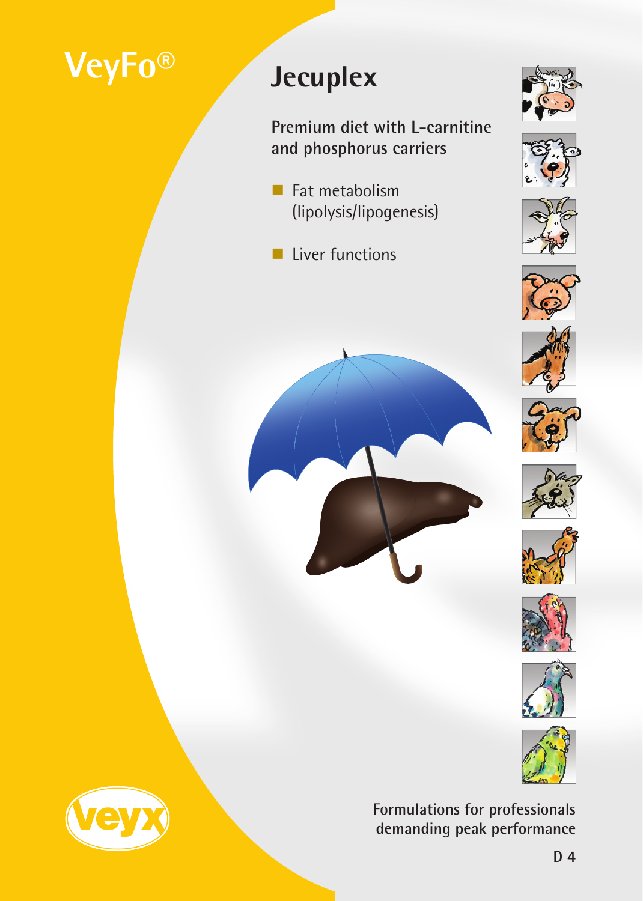VeyFo®

# Jecuplex

**Premium diet with L-carnitine and phosphorus carriers**

- Fat metabolism (lipolysis/lipogenesis)
- Liver functions

veyx

Formulations for professionals demanding peak performance

D 4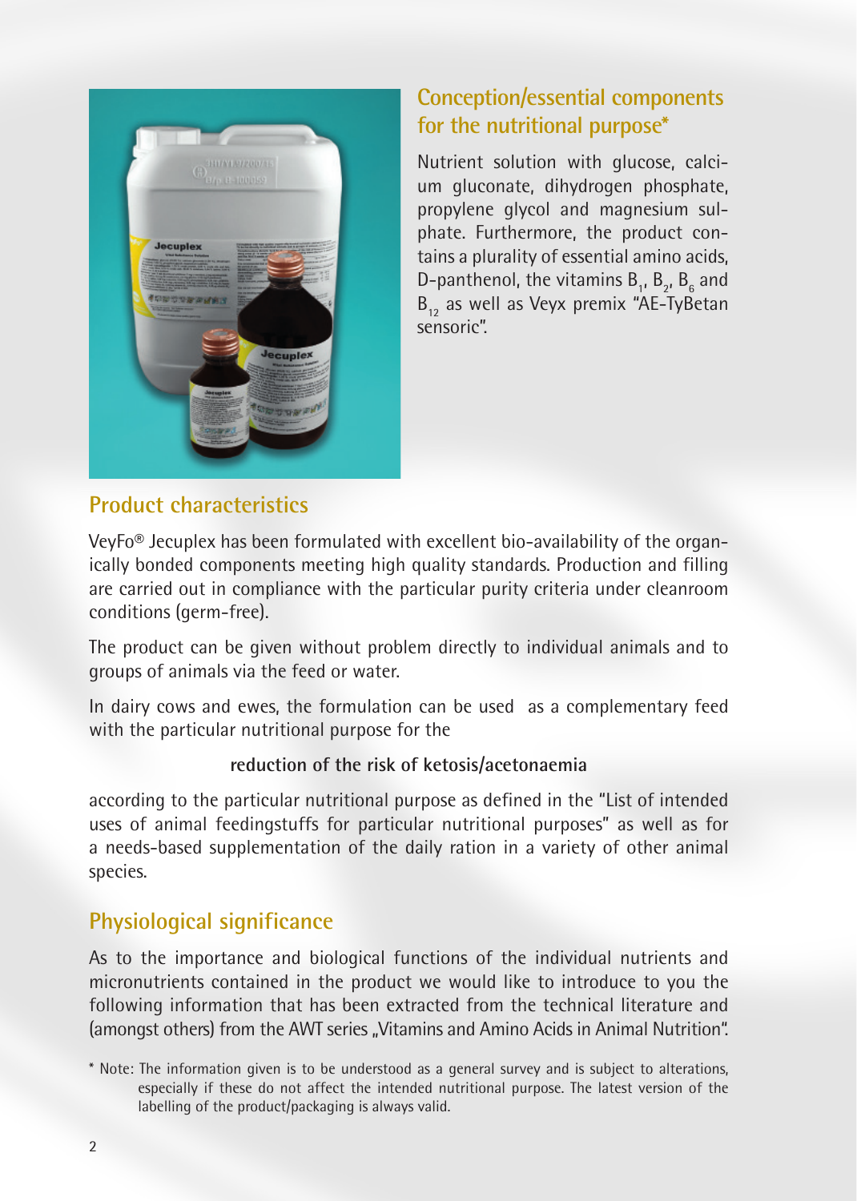## Conception/essential components for the nutritional purpose*

Nutrient solution with glucose, calcium gluconate, dihydrogen phosphate, propylene glycol and magnesium sulphate. Furthermore, the product contains a plurality of essential amino acids, D-panthenol, the vitamins $B_1$, $B_2$, $B_6$ and $B_{12}$ as well as Veyx premix "AE-TyBetan sensoric".

## Product characteristics

VeyFo® Jecuplex has been formulated with excellent bio-availability of the organically bonded components meeting high quality standards. Production and filling are carried out in compliance with the particular purity criteria under cleanroom conditions (germ-free).

The product can be given without problem directly to individual animals and to groups of animals via the feed or water.

In dairy cows and ewes, the formulation can be used as a complementary feed with the particular nutritional purpose for the

**reduction of the risk of ketosis/acetonaemia**

according to the particular nutritional purpose as defined in the "List of intended uses of animal feedingstuffs for particular nutritional purposes" as well as for a needs-based supplementation of the daily ration in a variety of other animal species.

## Physiological significance

As to the importance and biological functions of the individual nutrients and micronutrients contained in the product we would like to introduce to you the following information that has been extracted from the technical literature and (amongst others) from the AWT series „Vitamins and Amino Acids in Animal Nutrition".

\* Note: The information given is to be understood as a general survey and is subject to alterations, especially if these do not affect the intended nutritional purpose. The latest version of the labelling of the product/packaging is always valid.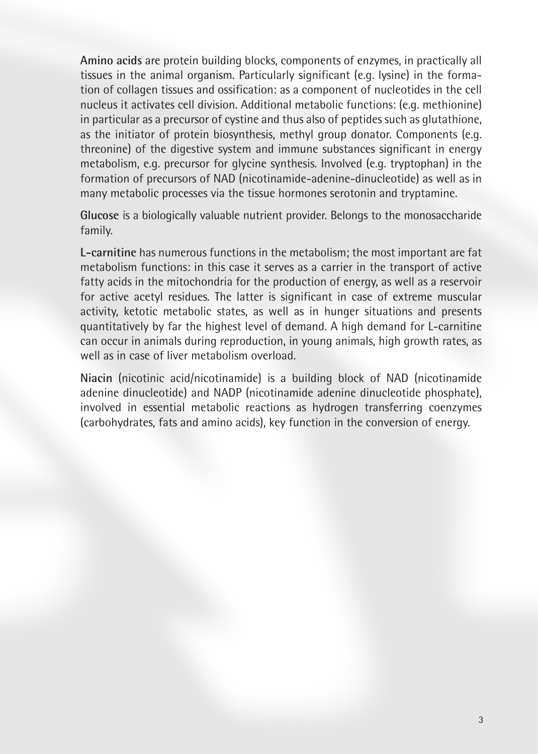**Amino acids** are protein building blocks, components of enzymes, in practically all tissues in the animal organism. Particularly significant (e.g. lysine) in the formation of collagen tissues and ossification: as a component of nucleotides in the cell nucleus it activates cell division. Additional metabolic functions: (e.g. methionine) in particular as a precursor of cystine and thus also of peptides such as glutathione, as the initiator of protein biosynthesis, methyl group donator. Components (e.g. threonine) of the digestive system and immune substances significant in energy metabolism, e.g. precursor for glycine synthesis. Involved (e.g. tryptophan) in the formation of precursors of NAD (nicotinamide-adenine-dinucleotide) as well as in many metabolic processes via the tissue hormones serotonin and tryptamine.

**Glucose** is a biologically valuable nutrient provider. Belongs to the monosaccharide family.

**L-carnitine** has numerous functions in the metabolism; the most important are fat metabolism functions: in this case it serves as a carrier in the transport of active fatty acids in the mitochondria for the production of energy, as well as a reservoir for active acetyl residues. The latter is significant in case of extreme muscular activity, ketotic metabolic states, as well as in hunger situations and presents quantitatively by far the highest level of demand. A high demand for L-carnitine can occur in animals during reproduction, in young animals, high growth rates, as well as in case of liver metabolism overload.

**Niacin** (nicotinic acid/nicotinamide) is a building block of NAD (nicotinamide adenine dinucleotide) and NADP (nicotinamide adenine dinucleotide phosphate), involved in essential metabolic reactions as hydrogen transferring coenzymes (carbohydrates, fats and amino acids), key function in the conversion of energy.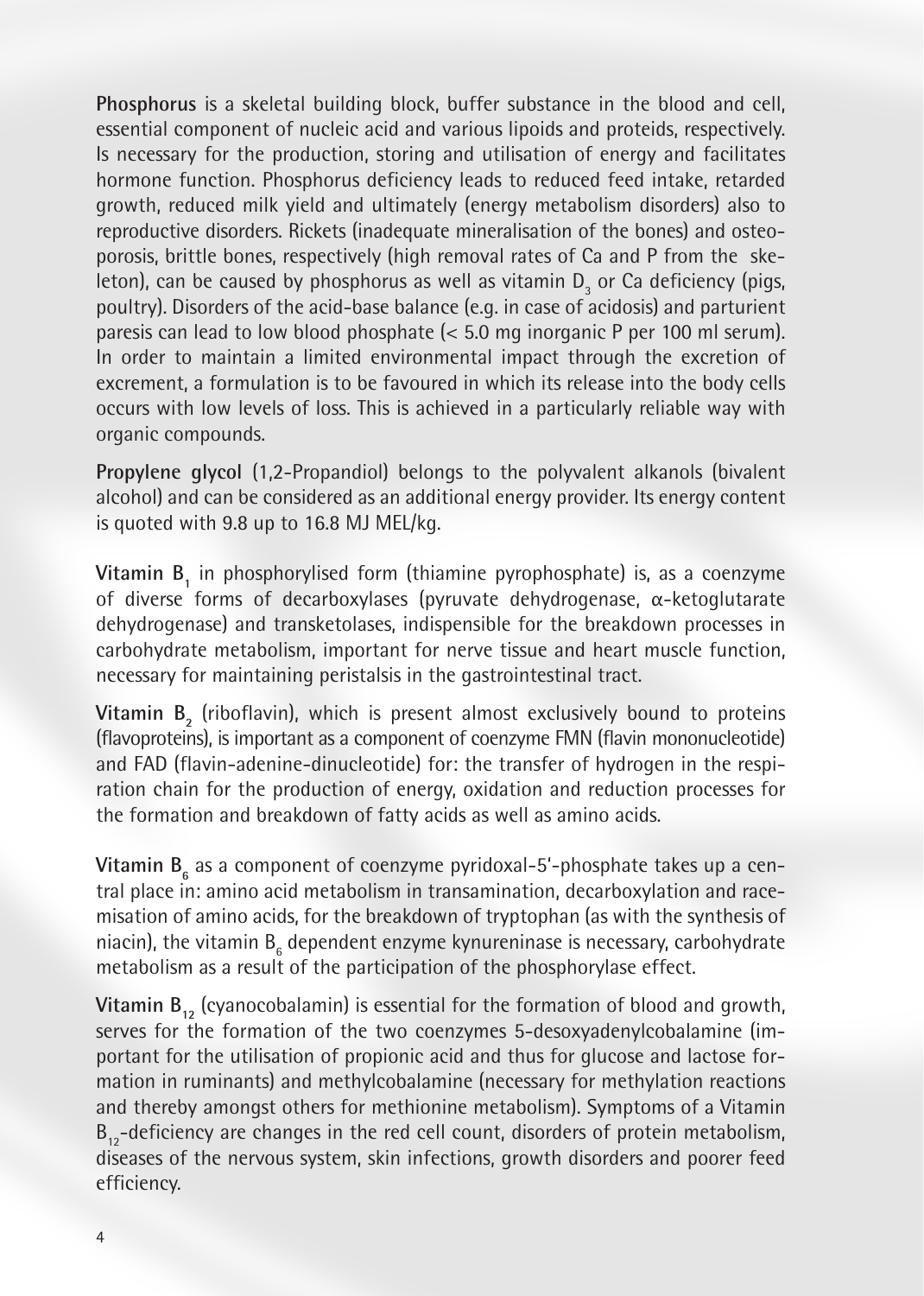**Phosphorus** is a skeletal building block, buffer substance in the blood and cell, essential component of nucleic acid and various lipoids and proteids, respectively. Is necessary for the production, storing and utilisation of energy and facilitates hormone function. Phosphorus deficiency leads to reduced feed intake, retarded growth, reduced milk yield and ultimately (energy metabolism disorders) also to reproductive disorders. Rickets (inadequate mineralisation of the bones) and osteoporosis, brittle bones, respectively (high removal rates of Ca and P from the skeleton), can be caused by phosphorus as well as vitamin $D_3$ or Ca deficiency (pigs, poultry). Disorders of the acid-base balance (e.g. in case of acidosis) and parturient paresis can lead to low blood phosphate (< 5.0 mg inorganic P per 100 ml serum). In order to maintain a limited environmental impact through the excretion of excrement, a formulation is to be favoured in which its release into the body cells occurs with low levels of loss. This is achieved in a particularly reliable way with organic compounds.

**Propylene glycol** (1,2-Propandiol) belongs to the polyvalent alkanols (bivalent alcohol) and can be considered as an additional energy provider. Its energy content is quoted with 9.8 up to 16.8 MJ MEL/kg.

**Vitamin $B_1$** in phosphorylised form (thiamine pyrophosphate) is, as a coenzyme of diverse forms of decarboxylases (pyruvate dehydrogenase, α-ketoglutarate dehydrogenase) and transketolases, indispensible for the breakdown processes in carbohydrate metabolism, important for nerve tissue and heart muscle function, necessary for maintaining peristalsis in the gastrointestinal tract.

**Vitamin $B_2$** (riboflavin), which is present almost exclusively bound to proteins (flavoproteins), is important as a component of coenzyme FMN (flavin mononucleotide) and FAD (flavin-adenine-dinucleotide) for: the transfer of hydrogen in the respiration chain for the production of energy, oxidation and reduction processes for the formation and breakdown of fatty acids as well as amino acids.

**Vitamin $B_6$** as a component of coenzyme pyridoxal-5'-phosphate takes up a central place in: amino acid metabolism in transamination, decarboxylation and racemisation of amino acids, for the breakdown of tryptophan (as with the synthesis of niacin), the vitamin $B_6$ dependent enzyme kynureninase is necessary, carbohydrate metabolism as a result of the participation of the phosphorylase effect.

**Vitamin $B_{12}$** (cyanocobalamin) is essential for the formation of blood and growth, serves for the formation of the two coenzymes 5-desoxyadenylcobalamine (important for the utilisation of propionic acid and thus for glucose and lactose formation in ruminants) and methylcobalamine (necessary for methylation reactions and thereby amongst others for methionine metabolism). Symptoms of a Vitamin $B_{12}$-deficiency are changes in the red cell count, disorders of protein metabolism, diseases of the nervous system, skin infections, growth disorders and poorer feed efficiency.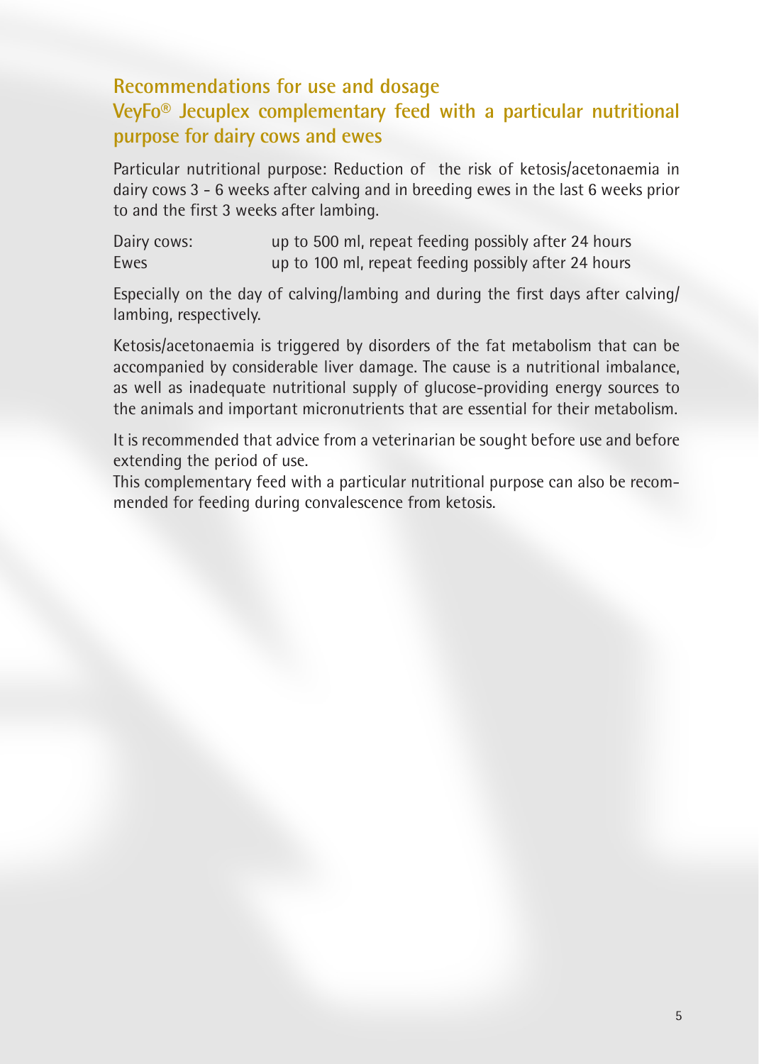## Recommendations for use and dosage

## VeyFo® Jecuplex complementary feed with a particular nutritional purpose for dairy cows and ewes

Particular nutritional purpose: Reduction of the risk of ketosis/acetonaemia in dairy cows 3 - 6 weeks after calving and in breeding ewes in the last 6 weeks prior to and the first 3 weeks after lambing.

| | |
|---|---|
| Dairy cows: | up to 500 ml, repeat feeding possibly after 24 hours |
| Ewes | up to 100 ml, repeat feeding possibly after 24 hours |

Especially on the day of calving/lambing and during the first days after calving/lambing, respectively.

Ketosis/acetonaemia is triggered by disorders of the fat metabolism that can be accompanied by considerable liver damage. The cause is a nutritional imbalance, as well as inadequate nutritional supply of glucose-providing energy sources to the animals and important micronutrients that are essential for their metabolism.

It is recommended that advice from a veterinarian be sought before use and before extending the period of use.
This complementary feed with a particular nutritional purpose can also be recommended for feeding during convalescence from ketosis.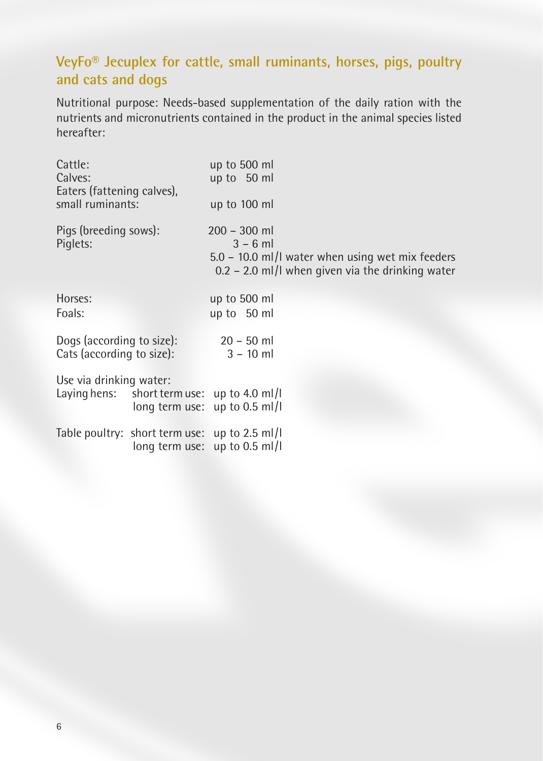## VeyFo® Jecuplex for cattle, small ruminants, horses, pigs, poultry and cats and dogs

Nutritional purpose: Needs-based supplementation of the daily ration with the nutrients and micronutrients contained in the product in the animal species listed hereafter:

| | |
|---|---|
| Cattle: | up to 500 ml |
| Calves: | up to 50 ml |
| Eaters (fattening calves), small ruminants: | up to 100 ml |
| Pigs (breeding sows): | 200 – 300 ml |
| Piglets: | 3 – 6 ml |
| | 5.0 – 10.0 ml/l water when using wet mix feeders |
| | 0.2 – 2.0 ml/l when given via the drinking water |
| Horses: | up to 500 ml |
| Foals: | up to 50 ml |
| Dogs (according to size): | 20 – 50 ml |
| Cats (according to size): | 3 – 10 ml |

Use via drinking water:

| | | |
|---|---|---|
| Laying hens: | short term use: | up to 4.0 ml/l |
| | long term use: | up to 0.5 ml/l |
| Table poultry: | short term use: | up to 2.5 ml/l |
| | long term use: | up to 0.5 ml/l |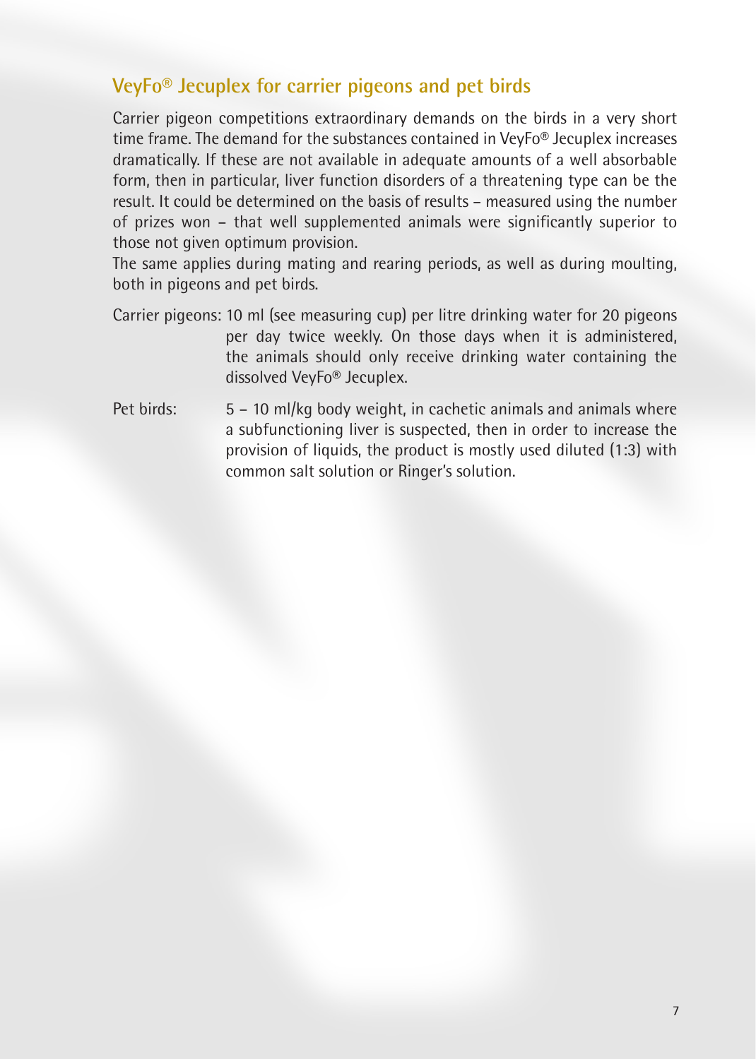## VeyFo® Jecuplex for carrier pigeons and pet birds

Carrier pigeon competitions extraordinary demands on the birds in a very short time frame. The demand for the substances contained in VeyFo® Jecuplex increases dramatically. If these are not available in adequate amounts of a well absorbable form, then in particular, liver function disorders of a threatening type can be the result. It could be determined on the basis of results – measured using the number of prizes won – that well supplemented animals were significantly superior to those not given optimum provision.

The same applies during mating and rearing periods, as well as during moulting, both in pigeons and pet birds.

Carrier pigeons: 10 ml (see measuring cup) per litre drinking water for 20 pigeons per day twice weekly. On those days when it is administered, the animals should only receive drinking water containing the dissolved VeyFo® Jecuplex.

Pet birds: 5 – 10 ml/kg body weight, in cachetic animals and animals where a subfunctioning liver is suspected, then in order to increase the provision of liquids, the product is mostly used diluted (1:3) with common salt solution or Ringer's solution.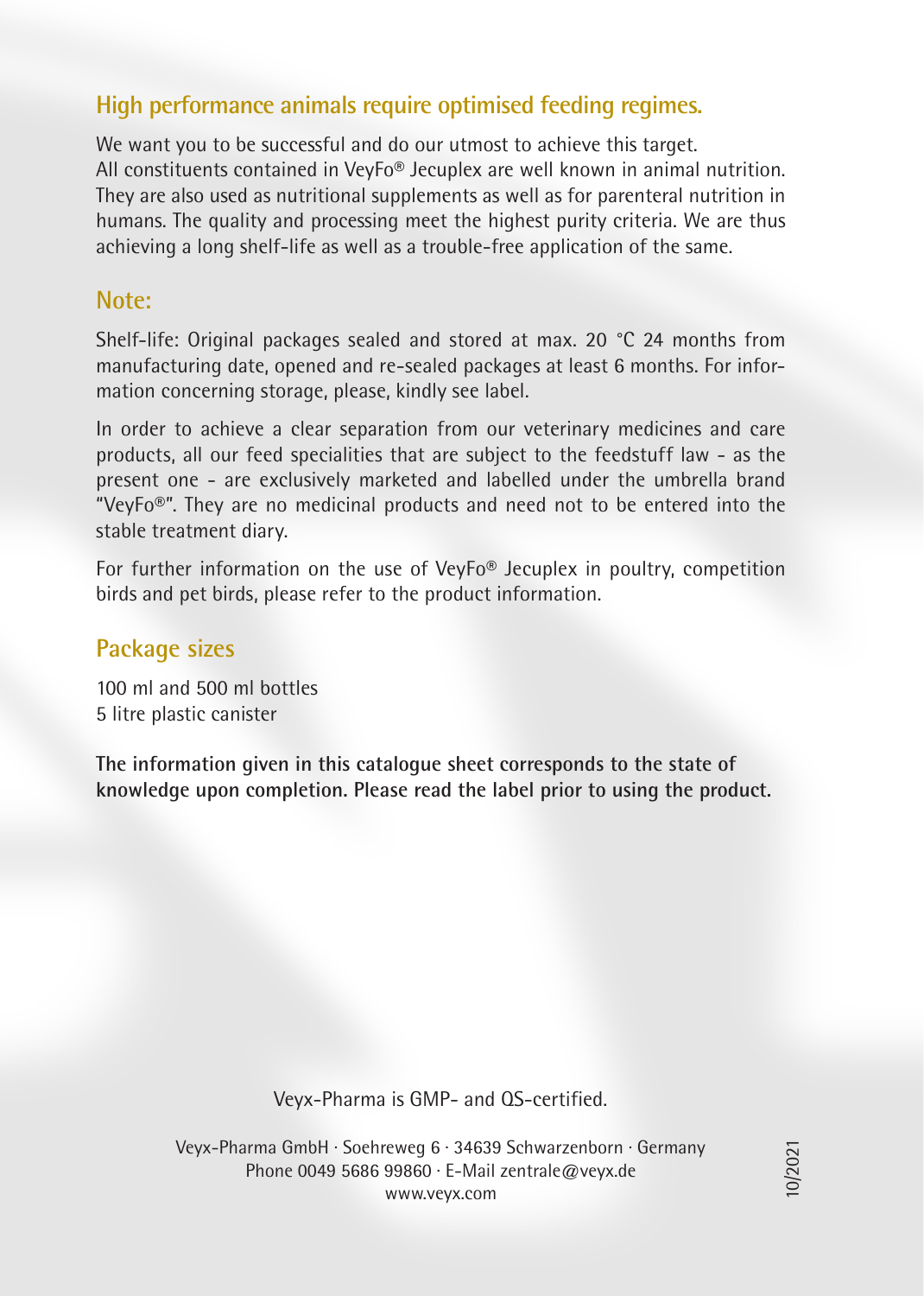## High performance animals require optimised feeding regimes.

We want you to be successful and do our utmost to achieve this target.
All constituents contained in VeyFo® Jecuplex are well known in animal nutrition. They are also used as nutritional supplements as well as for parenteral nutrition in humans. The quality and processing meet the highest purity criteria. We are thus achieving a long shelf-life as well as a trouble-free application of the same.

## Note:

Shelf-life: Original packages sealed and stored at max. 20 °C 24 months from manufacturing date, opened and re-sealed packages at least 6 months. For information concerning storage, please, kindly see label.

In order to achieve a clear separation from our veterinary medicines and care products, all our feed specialities that are subject to the feedstuff law - as the present one - are exclusively marketed and labelled under the umbrella brand "VeyFo®". They are no medicinal products and need not to be entered into the stable treatment diary.

For further information on the use of VeyFo® Jecuplex in poultry, competition birds and pet birds, please refer to the product information.

## Package sizes

100 ml and 500 ml bottles
5 litre plastic canister

**The information given in this catalogue sheet corresponds to the state of knowledge upon completion. Please read the label prior to using the product.**

Veyx-Pharma is GMP- and QS-certified.

Veyx-Pharma GmbH · Soehreweg 6 · 34639 Schwarzenborn · Germany
Phone 0049 5686 99860 · E-Mail zentrale@veyx.de
www.veyx.com

10/2021